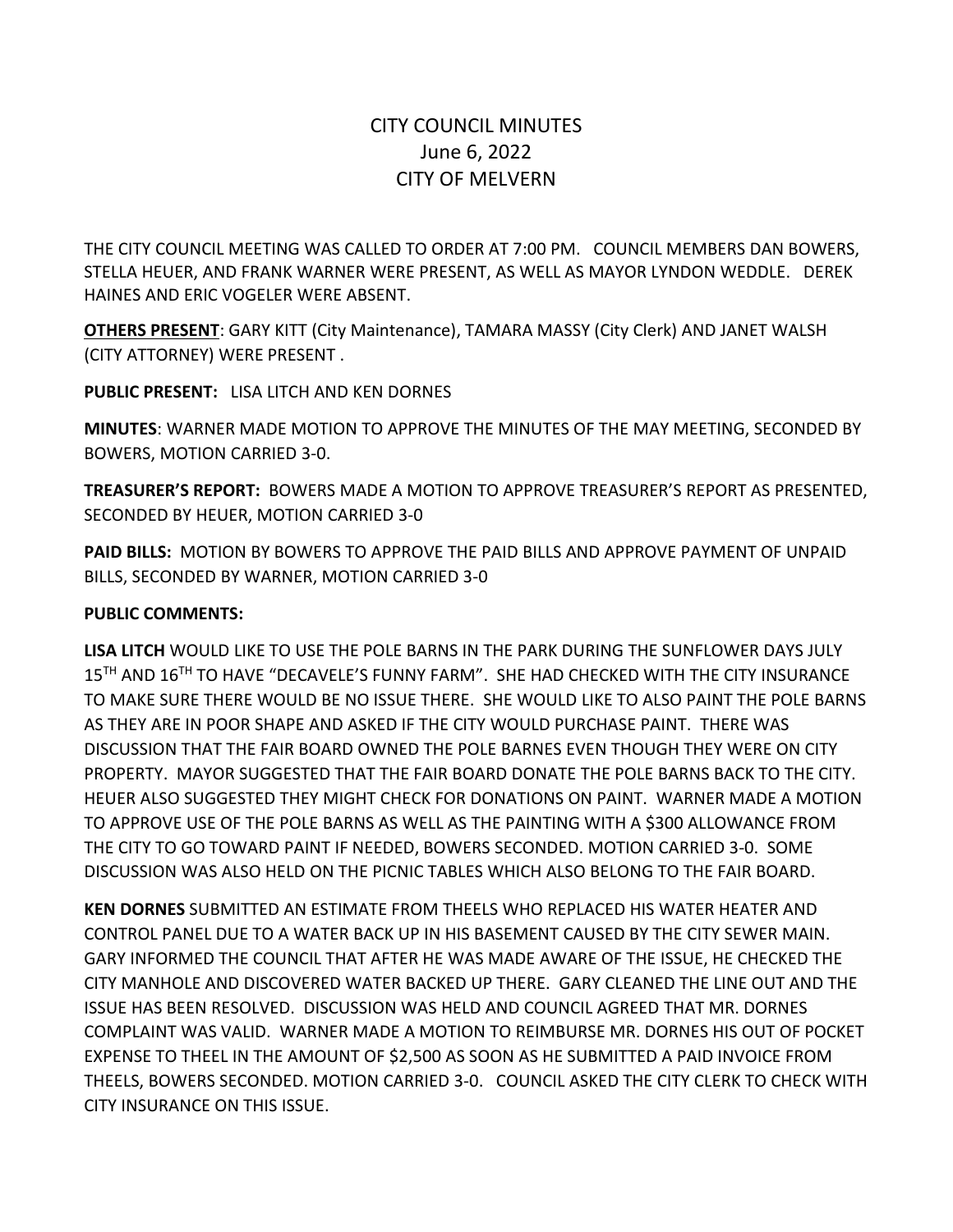# CITY COUNCIL MINUTES
## June 6, 2022
## CITY OF MELVERN

THE CITY COUNCIL MEETING WAS CALLED TO ORDER AT 7:00 PM. COUNCIL MEMBERS DAN BOWERS, STELLA HEUER, AND FRANK WARNER WERE PRESENT, AS WELL AS MAYOR LYNDON WEDDLE. DEREK HAINES AND ERIC VOGELER WERE ABSENT.

**OTHERS PRESENT**: GARY KITT (City Maintenance), TAMARA MASSY (City Clerk) AND JANET WALSH (CITY ATTORNEY) WERE PRESENT .

**PUBLIC PRESENT:** LISA LITCH AND KEN DORNES

**MINUTES**: WARNER MADE MOTION TO APPROVE THE MINUTES OF THE MAY MEETING, SECONDED BY BOWERS, MOTION CARRIED 3-0.

**TREASURER'S REPORT:** BOWERS MADE A MOTION TO APPROVE TREASURER'S REPORT AS PRESENTED, SECONDED BY HEUER, MOTION CARRIED 3-0

**PAID BILLS:** MOTION BY BOWERS TO APPROVE THE PAID BILLS AND APPROVE PAYMENT OF UNPAID BILLS, SECONDED BY WARNER, MOTION CARRIED 3-0

**PUBLIC COMMENTS:**

**LISA LITCH** WOULD LIKE TO USE THE POLE BARNS IN THE PARK DURING THE SUNFLOWER DAYS JULY 15TH AND 16TH TO HAVE "DECAVELE'S FUNNY FARM". SHE HAD CHECKED WITH THE CITY INSURANCE TO MAKE SURE THERE WOULD BE NO ISSUE THERE. SHE WOULD LIKE TO ALSO PAINT THE POLE BARNS AS THEY ARE IN POOR SHAPE AND ASKED IF THE CITY WOULD PURCHASE PAINT. THERE WAS DISCUSSION THAT THE FAIR BOARD OWNED THE POLE BARNES EVEN THOUGH THEY WERE ON CITY PROPERTY. MAYOR SUGGESTED THAT THE FAIR BOARD DONATE THE POLE BARNS BACK TO THE CITY. HEUER ALSO SUGGESTED THEY MIGHT CHECK FOR DONATIONS ON PAINT. WARNER MADE A MOTION TO APPROVE USE OF THE POLE BARNS AS WELL AS THE PAINTING WITH A $300 ALLOWANCE FROM THE CITY TO GO TOWARD PAINT IF NEEDED, BOWERS SECONDED. MOTION CARRIED 3-0. SOME DISCUSSION WAS ALSO HELD ON THE PICNIC TABLES WHICH ALSO BELONG TO THE FAIR BOARD.

**KEN DORNES** SUBMITTED AN ESTIMATE FROM THEELS WHO REPLACED HIS WATER HEATER AND CONTROL PANEL DUE TO A WATER BACK UP IN HIS BASEMENT CAUSED BY THE CITY SEWER MAIN. GARY INFORMED THE COUNCIL THAT AFTER HE WAS MADE AWARE OF THE ISSUE, HE CHECKED THE CITY MANHOLE AND DISCOVERED WATER BACKED UP THERE. GARY CLEANED THE LINE OUT AND THE ISSUE HAS BEEN RESOLVED. DISCUSSION WAS HELD AND COUNCIL AGREED THAT MR. DORNES COMPLAINT WAS VALID. WARNER MADE A MOTION TO REIMBURSE MR. DORNES HIS OUT OF POCKET EXPENSE TO THEEL IN THE AMOUNT OF $2,500 AS SOON AS HE SUBMITTED A PAID INVOICE FROM THEELS, BOWERS SECONDED. MOTION CARRIED 3-0. COUNCIL ASKED THE CITY CLERK TO CHECK WITH CITY INSURANCE ON THIS ISSUE.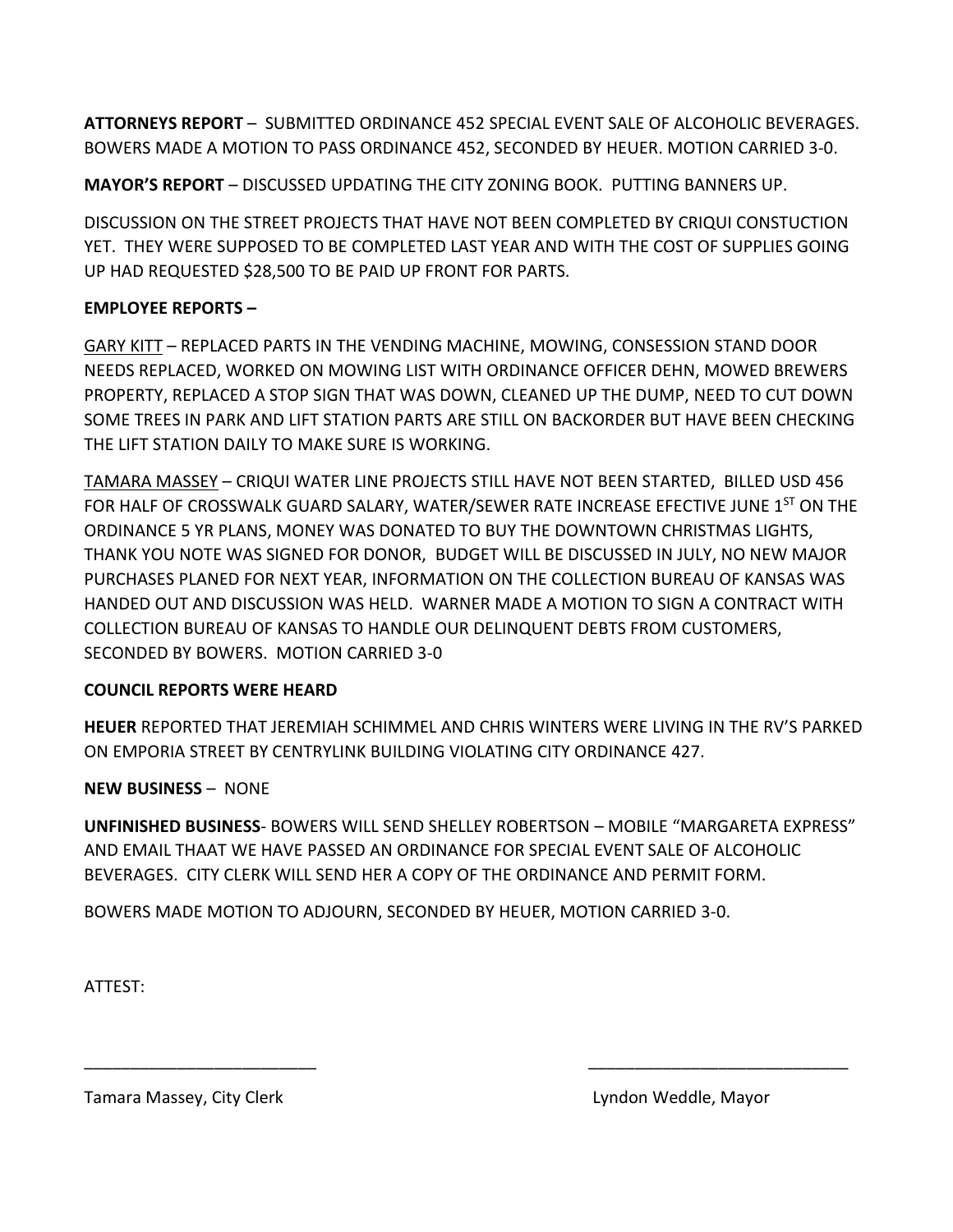**ATTORNEYS REPORT** – SUBMITTED ORDINANCE 452 SPECIAL EVENT SALE OF ALCOHOLIC BEVERAGES. BOWERS MADE A MOTION TO PASS ORDINANCE 452, SECONDED BY HEUER. MOTION CARRIED 3-0.

**MAYOR'S REPORT** – DISCUSSED UPDATING THE CITY ZONING BOOK. PUTTING BANNERS UP.

DISCUSSION ON THE STREET PROJECTS THAT HAVE NOT BEEN COMPLETED BY CRIQUI CONSTUCTION YET. THEY WERE SUPPOSED TO BE COMPLETED LAST YEAR AND WITH THE COST OF SUPPLIES GOING UP HAD REQUESTED $28,500 TO BE PAID UP FRONT FOR PARTS.

**EMPLOYEE REPORTS –**

<u>GARY KITT</u> – REPLACED PARTS IN THE VENDING MACHINE, MOWING, CONSESSION STAND DOOR NEEDS REPLACED, WORKED ON MOWING LIST WITH ORDINANCE OFFICER DEHN, MOWED BREWERS PROPERTY, REPLACED A STOP SIGN THAT WAS DOWN, CLEANED UP THE DUMP, NEED TO CUT DOWN SOME TREES IN PARK AND LIFT STATION PARTS ARE STILL ON BACKORDER BUT HAVE BEEN CHECKING THE LIFT STATION DAILY TO MAKE SURE IS WORKING.

<u>TAMARA MASSEY</u> – CRIQUI WATER LINE PROJECTS STILL HAVE NOT BEEN STARTED, BILLED USD 456 FOR HALF OF CROSSWALK GUARD SALARY, WATER/SEWER RATE INCREASE EFECTIVE JUNE 1ST ON THE ORDINANCE 5 YR PLANS, MONEY WAS DONATED TO BUY THE DOWNTOWN CHRISTMAS LIGHTS, THANK YOU NOTE WAS SIGNED FOR DONOR, BUDGET WILL BE DISCUSSED IN JULY, NO NEW MAJOR PURCHASES PLANED FOR NEXT YEAR, INFORMATION ON THE COLLECTION BUREAU OF KANSAS WAS HANDED OUT AND DISCUSSION WAS HELD. WARNER MADE A MOTION TO SIGN A CONTRACT WITH COLLECTION BUREAU OF KANSAS TO HANDLE OUR DELINQUENT DEBTS FROM CUSTOMERS, SECONDED BY BOWERS. MOTION CARRIED 3-0

**COUNCIL REPORTS WERE HEARD**

**HEUER** REPORTED THAT JEREMIAH SCHIMMEL AND CHRIS WINTERS WERE LIVING IN THE RV'S PARKED ON EMPORIA STREET BY CENTRYLINK BUILDING VIOLATING CITY ORDINANCE 427.

**NEW BUSINESS** – NONE

**UNFINISHED BUSINESS**- BOWERS WILL SEND SHELLEY ROBERTSON – MOBILE "MARGARETA EXPRESS" AND EMAIL THAAT WE HAVE PASSED AN ORDINANCE FOR SPECIAL EVENT SALE OF ALCOHOLIC BEVERAGES. CITY CLERK WILL SEND HER A COPY OF THE ORDINANCE AND PERMIT FORM.

BOWERS MADE MOTION TO ADJOURN, SECONDED BY HEUER, MOTION CARRIED 3-0.

ATTEST:

_________________________ _____________________________

Tamara Massey, City Clerk Lyndon Weddle, Mayor